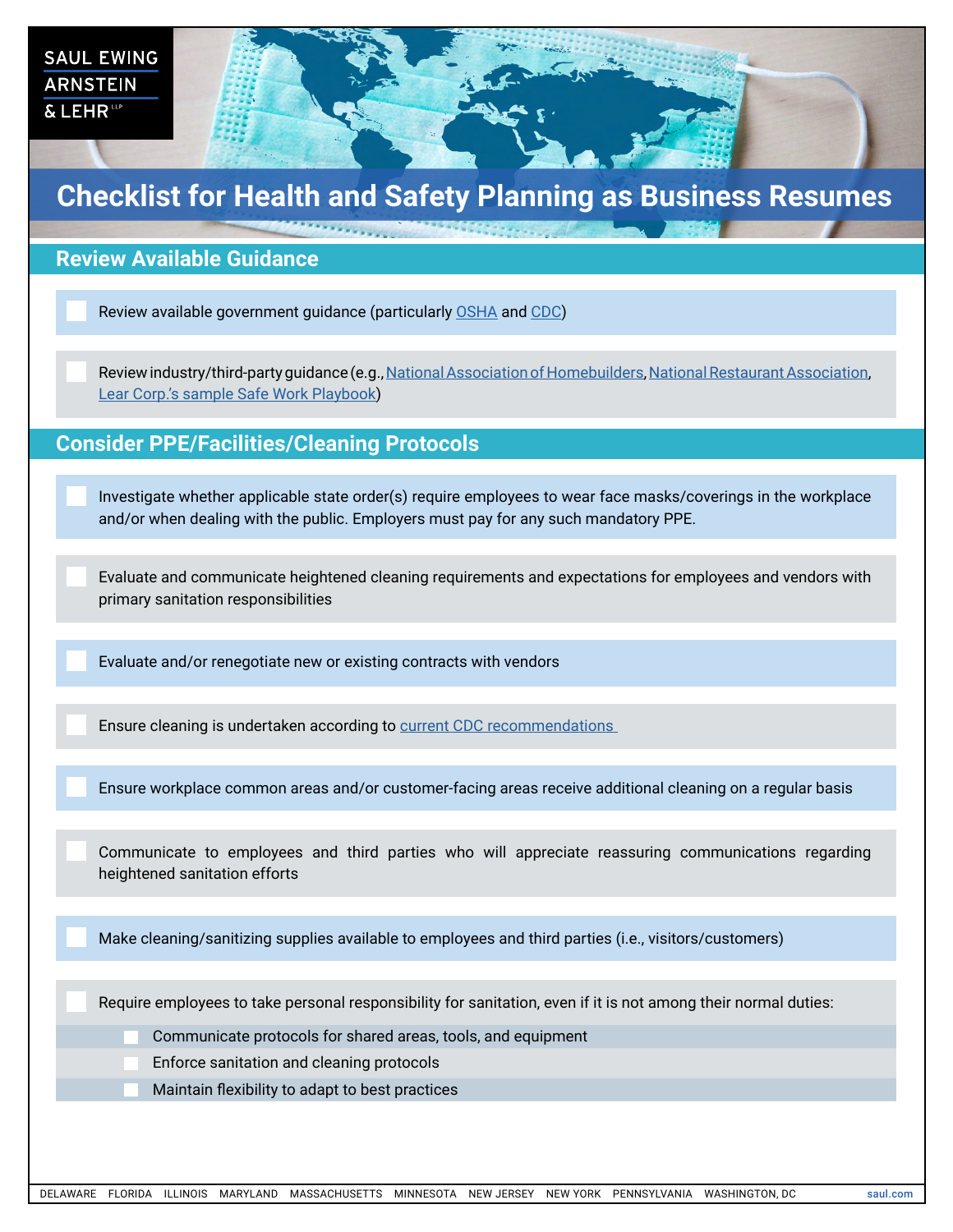SAUL EWING ARNSTEIN & LEHR LLP

# Checklist for Health and Safety Planning as Business Resumes

## Review Available Guidance

- [ ] Review available government guidance (particularly OSHA and CDC)
- [ ] Review industry/third-party guidance (e.g., National Association of Homebuilders, National Restaurant Association, Lear Corp.'s sample Safe Work Playbook)

## Consider PPE/Facilities/Cleaning Protocols

- [ ] Investigate whether applicable state order(s) require employees to wear face masks/coverings in the workplace and/or when dealing with the public. Employers must pay for any such mandatory PPE.
- [ ] Evaluate and communicate heightened cleaning requirements and expectations for employees and vendors with primary sanitation responsibilities
- [ ] Evaluate and/or renegotiate new or existing contracts with vendors
- [ ] Ensure cleaning is undertaken according to current CDC recommendations
- [ ] Ensure workplace common areas and/or customer-facing areas receive additional cleaning on a regular basis
- [ ] Communicate to employees and third parties who will appreciate reassuring communications regarding heightened sanitation efforts
- [ ] Make cleaning/sanitizing supplies available to employees and third parties (i.e., visitors/customers)
- [ ] Require employees to take personal responsibility for sanitation, even if it is not among their normal duties:
  - [ ] Communicate protocols for shared areas, tools, and equipment
  - [ ] Enforce sanitation and cleaning protocols
  - [ ] Maintain flexibility to adapt to best practices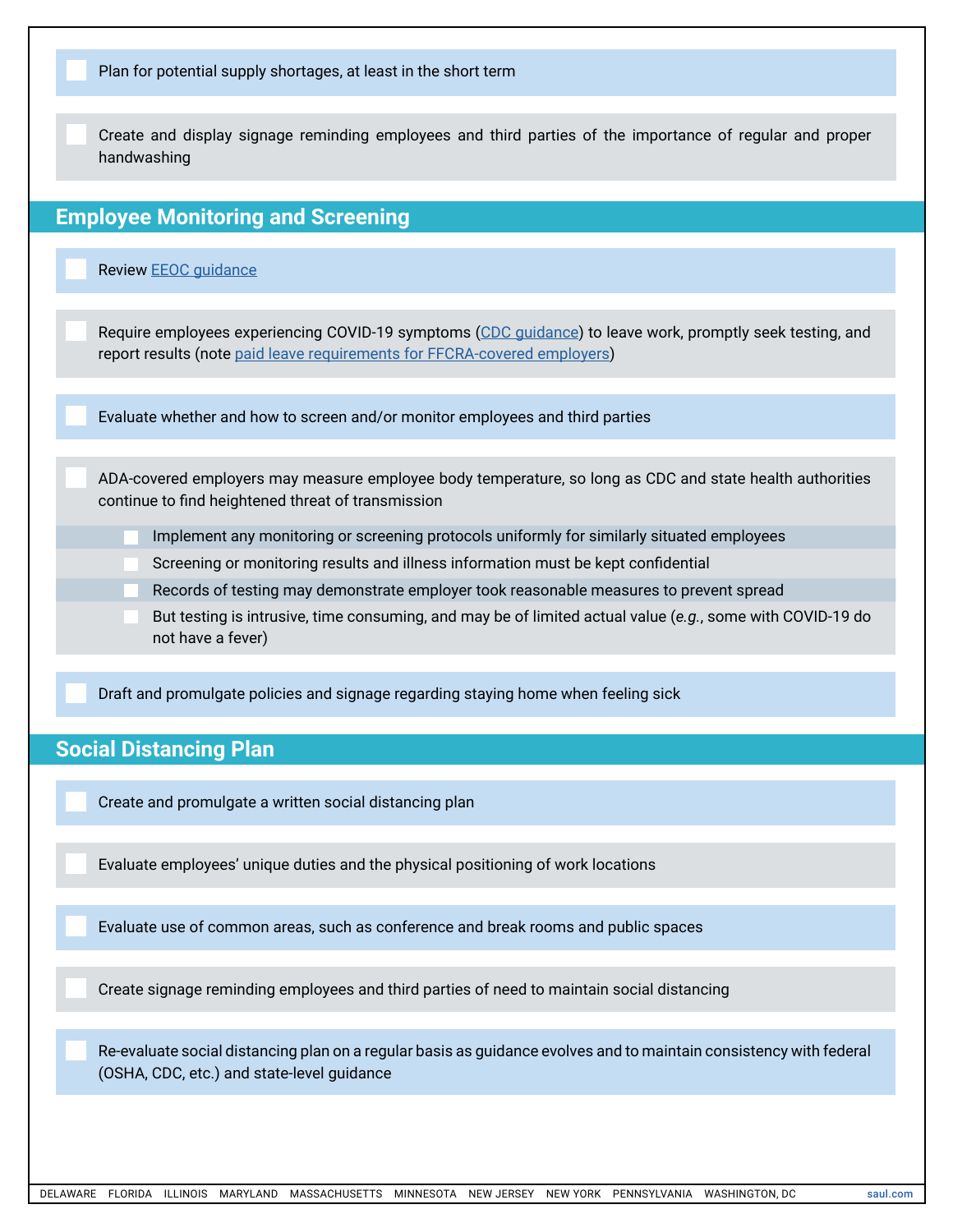- [ ] Plan for potential supply shortages, at least in the short term
- [ ] Create and display signage reminding employees and third parties of the importance of regular and proper handwashing

## Employee Monitoring and Screening

- [ ] Review [EEOC guidance]()
- [ ] Require employees experiencing COVID-19 symptoms ([CDC guidance]()) to leave work, promptly seek testing, and report results (note [paid leave requirements for FFCRA-covered employers]())
- [ ] Evaluate whether and how to screen and/or monitor employees and third parties
- [ ] ADA-covered employers may measure employee body temperature, so long as CDC and state health authorities continue to find heightened threat of transmission
  - [ ] Implement any monitoring or screening protocols uniformly for similarly situated employees
  - [ ] Screening or monitoring results and illness information must be kept confidential
  - [ ] Records of testing may demonstrate employer took reasonable measures to prevent spread
  - [ ] But testing is intrusive, time consuming, and may be of limited actual value (*e.g.*, some with COVID-19 do not have a fever)
- [ ] Draft and promulgate policies and signage regarding staying home when feeling sick

## Social Distancing Plan

- [ ] Create and promulgate a written social distancing plan
- [ ] Evaluate employees' unique duties and the physical positioning of work locations
- [ ] Evaluate use of common areas, such as conference and break rooms and public spaces
- [ ] Create signage reminding employees and third parties of need to maintain social distancing
- [ ] Re-evaluate social distancing plan on a regular basis as guidance evolves and to maintain consistency with federal (OSHA, CDC, etc.) and state-level guidance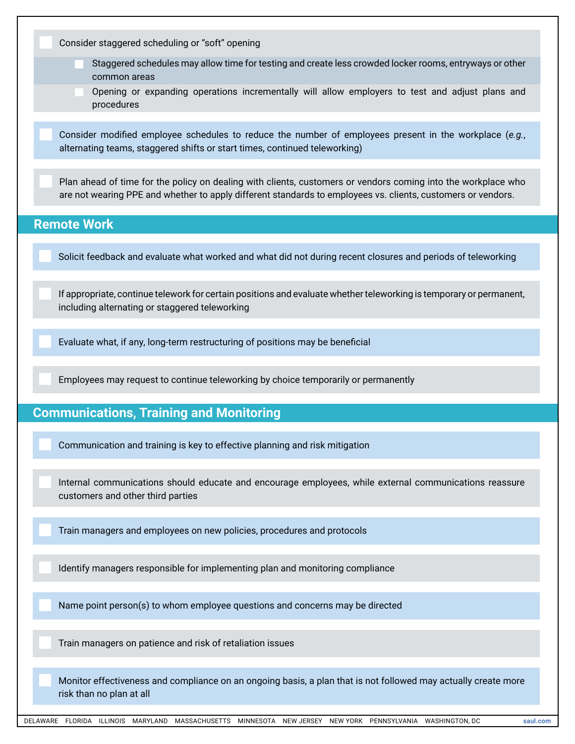- [ ] Consider staggered scheduling or "soft" opening
    - [ ] Staggered schedules may allow time for testing and create less crowded locker rooms, entryways or other common areas
    - [ ] Opening or expanding operations incrementally will allow employers to test and adjust plans and procedures

- [ ] Consider modified employee schedules to reduce the number of employees present in the workplace (*e.g.*, alternating teams, staggered shifts or start times, continued teleworking)

- [ ] Plan ahead of time for the policy on dealing with clients, customers or vendors coming into the workplace who are not wearing PPE and whether to apply different standards to employees vs. clients, customers or vendors.

## Remote Work

- [ ] Solicit feedback and evaluate what worked and what did not during recent closures and periods of teleworking

- [ ] If appropriate, continue telework for certain positions and evaluate whether teleworking is temporary or permanent, including alternating or staggered teleworking

- [ ] Evaluate what, if any, long-term restructuring of positions may be beneficial

- [ ] Employees may request to continue teleworking by choice temporarily or permanently

## Communications, Training and Monitoring

- [ ] Communication and training is key to effective planning and risk mitigation

- [ ] Internal communications should educate and encourage employees, while external communications reassure customers and other third parties

- [ ] Train managers and employees on new policies, procedures and protocols

- [ ] Identify managers responsible for implementing plan and monitoring compliance

- [ ] Name point person(s) to whom employee questions and concerns may be directed

- [ ] Train managers on patience and risk of retaliation issues

- [ ] Monitor effectiveness and compliance on an ongoing basis, a plan that is not followed may actually create more risk than no plan at all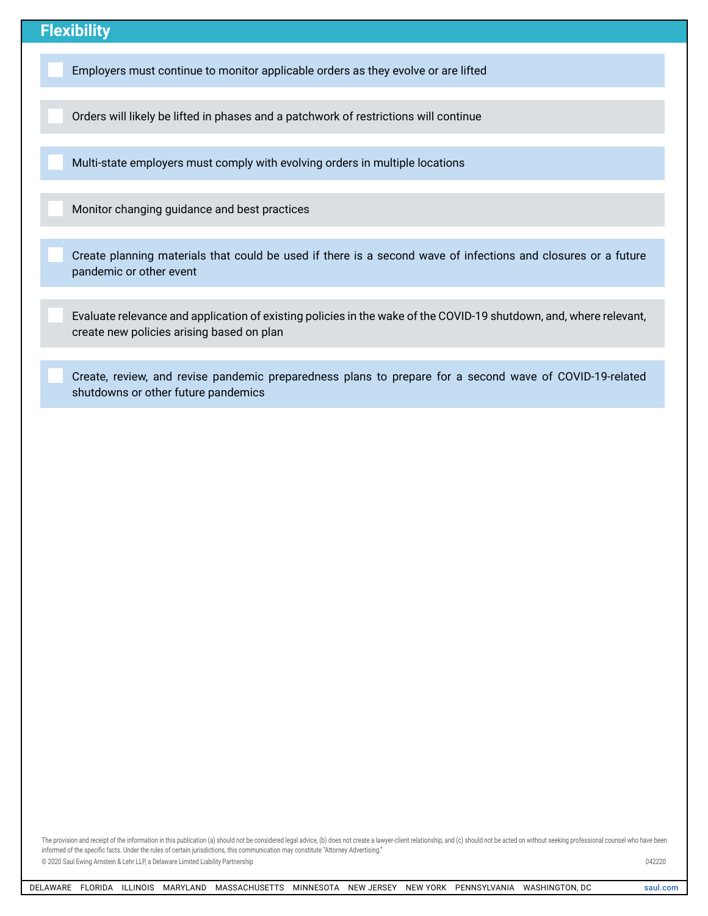## Flexibility

- [ ] Employers must continue to monitor applicable orders as they evolve or are lifted
- [ ] Orders will likely be lifted in phases and a patchwork of restrictions will continue
- [ ] Multi-state employers must comply with evolving orders in multiple locations
- [ ] Monitor changing guidance and best practices
- [ ] Create planning materials that could be used if there is a second wave of infections and closures or a future pandemic or other event
- [ ] Evaluate relevance and application of existing policies in the wake of the COVID-19 shutdown, and, where relevant, create new policies arising based on plan
- [ ] Create, review, and revise pandemic preparedness plans to prepare for a second wave of COVID-19-related shutdowns or other future pandemics

The provision and receipt of the information in this publication (a) should not be considered legal advice, (b) does not create a lawyer-client relationship, and (c) should not be acted on without seeking professional counsel who have been informed of the specific facts. Under the rules of certain jurisdictions, this communication may constitute "Attorney Advertising."

© 2020 Saul Ewing Arnstein & Lehr LLP, a Delaware Limited Liability Partnership

042220

DELAWARE FLORIDA ILLINOIS MARYLAND MASSACHUSETTS MINNESOTA NEW JERSEY NEW YORK PENNSYLVANIA WASHINGTON, DC saul.com